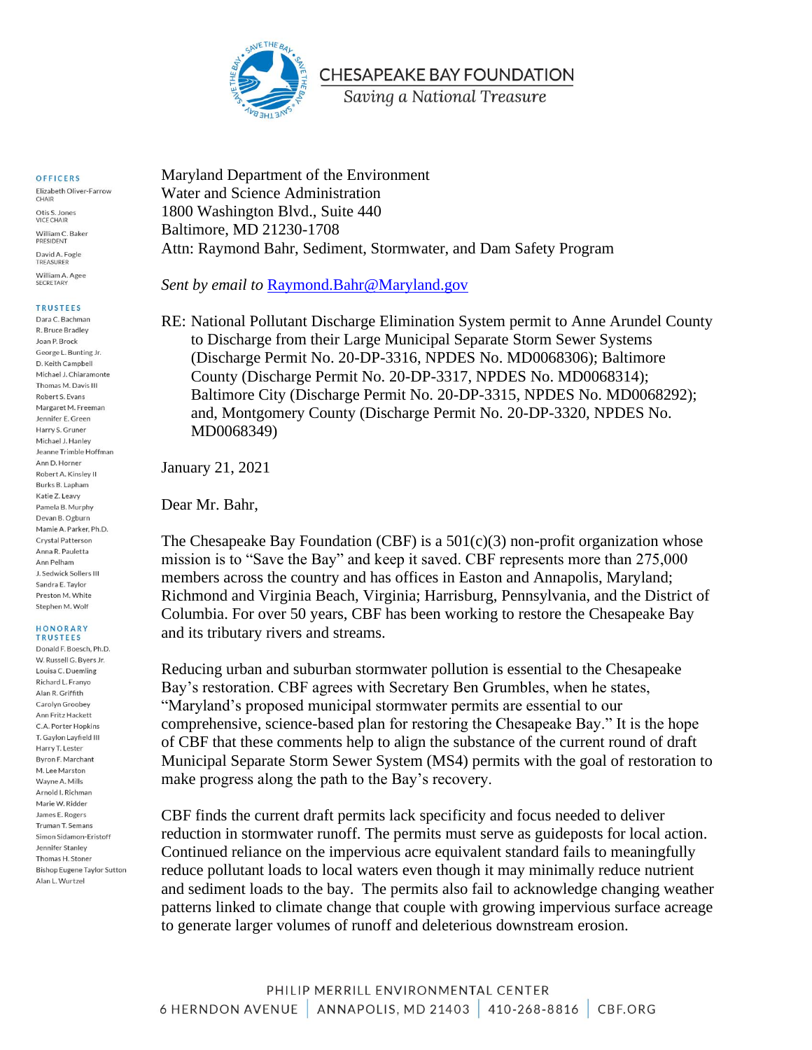# CHESAPEAKE BAY FOUNDATION

*Saving a National Treasure*

**OFFICERS**

Elizabeth Oliver-Farrow, CHAIR
Otis S. Jones, VICE CHAIR
William C. Baker, PRESIDENT
David A. Fogle, TREASURER
William A. Agee, SECRETARY

**TRUSTEES**

Dara C. Bachman
R. Bruce Bradley
Joan P. Brock
George L. Bunting Jr.
D. Keith Campbell
Michael J. Chiaramonte
Thomas M. Davis III
Robert S. Evans
Margaret M. Freeman
Jennifer E. Green
Harry S. Gruner
Michael J. Hanley
Jeanne Trimble Hoffman
Ann D. Horner
Robert A. Kinsley II
Burks B. Lapham
Katie Z. Leavy
Pamela B. Murphy
Devan B. Ogburn
Mamie A. Parker, Ph.D.
Crystal Patterson
Anna R. Pauletta
Ann Pelham
J. Sedwick Sollers III
Sandra E. Taylor
Preston M. White
Stephen M. Wolf

**HONORARY TRUSTEES**

Donald F. Boesch, Ph.D.
W. Russell G. Byers Jr.
Louisa C. Duemling
Richard L. Franyo
Alan R. Griffith
Carolyn Groobey
Ann Fritz Hackett
C.A. Porter Hopkins
T. Gaylon Layfield III
Harry T. Lester
Byron F. Marchant
M. Lee Marston
Wayne A. Mills
Arnold I. Richman
Marie W. Ridder
James E. Rogers
Truman T. Semans
Simon Sidamon-Eristoff
Jennifer Stanley
Thomas H. Stoner
Bishop Eugene Taylor Sutton
Alan L. Wurtzel

Maryland Department of the Environment
Water and Science Administration
1800 Washington Blvd., Suite 440
Baltimore, MD 21230-1708
Attn: Raymond Bahr, Sediment, Stormwater, and Dam Safety Program

*Sent by email to* Raymond.Bahr@Maryland.gov

RE: National Pollutant Discharge Elimination System permit to Anne Arundel County to Discharge from their Large Municipal Separate Storm Sewer Systems (Discharge Permit No. 20-DP-3316, NPDES No. MD0068306); Baltimore County (Discharge Permit No. 20-DP-3317, NPDES No. MD0068314); Baltimore City (Discharge Permit No. 20-DP-3315, NPDES No. MD0068292); and, Montgomery County (Discharge Permit No. 20-DP-3320, NPDES No. MD0068349)

January 21, 2021

Dear Mr. Bahr,

The Chesapeake Bay Foundation (CBF) is a 501(c)(3) non-profit organization whose mission is to "Save the Bay" and keep it saved. CBF represents more than 275,000 members across the country and has offices in Easton and Annapolis, Maryland; Richmond and Virginia Beach, Virginia; Harrisburg, Pennsylvania, and the District of Columbia. For over 50 years, CBF has been working to restore the Chesapeake Bay and its tributary rivers and streams.

Reducing urban and suburban stormwater pollution is essential to the Chesapeake Bay's restoration. CBF agrees with Secretary Ben Grumbles, when he states, "Maryland's proposed municipal stormwater permits are essential to our comprehensive, science-based plan for restoring the Chesapeake Bay." It is the hope of CBF that these comments help to align the substance of the current round of draft Municipal Separate Storm Sewer System (MS4) permits with the goal of restoration to make progress along the path to the Bay's recovery.

CBF finds the current draft permits lack specificity and focus needed to deliver reduction in stormwater runoff. The permits must serve as guideposts for local action. Continued reliance on the impervious acre equivalent standard fails to meaningfully reduce pollutant loads to local waters even though it may minimally reduce nutrient and sediment loads to the bay. The permits also fail to acknowledge changing weather patterns linked to climate change that couple with growing impervious surface acreage to generate larger volumes of runoff and deleterious downstream erosion.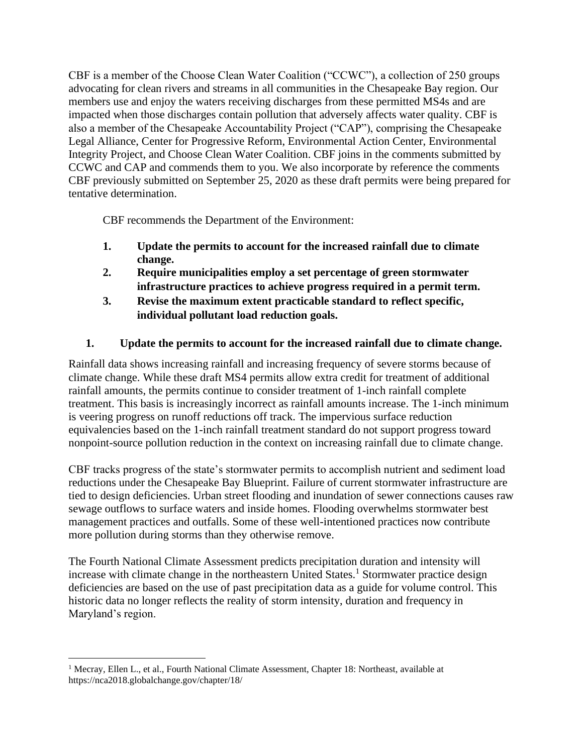CBF is a member of the Choose Clean Water Coalition ("CCWC"), a collection of 250 groups advocating for clean rivers and streams in all communities in the Chesapeake Bay region. Our members use and enjoy the waters receiving discharges from these permitted MS4s and are impacted when those discharges contain pollution that adversely affects water quality. CBF is also a member of the Chesapeake Accountability Project ("CAP"), comprising the Chesapeake Legal Alliance, Center for Progressive Reform, Environmental Action Center, Environmental Integrity Project, and Choose Clean Water Coalition. CBF joins in the comments submitted by CCWC and CAP and commends them to you. We also incorporate by reference the comments CBF previously submitted on September 25, 2020 as these draft permits were being prepared for tentative determination.

CBF recommends the Department of the Environment:

1. **Update the permits to account for the increased rainfall due to climate change.**
2. **Require municipalities employ a set percentage of green stormwater infrastructure practices to achieve progress required in a permit term.**
3. **Revise the maximum extent practicable standard to reflect specific, individual pollutant load reduction goals.**

## 1. Update the permits to account for the increased rainfall due to climate change.

Rainfall data shows increasing rainfall and increasing frequency of severe storms because of climate change. While these draft MS4 permits allow extra credit for treatment of additional rainfall amounts, the permits continue to consider treatment of 1-inch rainfall complete treatment. This basis is increasingly incorrect as rainfall amounts increase. The 1-inch minimum is veering progress on runoff reductions off track. The impervious surface reduction equivalencies based on the 1-inch rainfall treatment standard do not support progress toward nonpoint-source pollution reduction in the context on increasing rainfall due to climate change.

CBF tracks progress of the state's stormwater permits to accomplish nutrient and sediment load reductions under the Chesapeake Bay Blueprint. Failure of current stormwater infrastructure are tied to design deficiencies. Urban street flooding and inundation of sewer connections causes raw sewage outflows to surface waters and inside homes. Flooding overwhelms stormwater best management practices and outfalls. Some of these well-intentioned practices now contribute more pollution during storms than they otherwise remove.

The Fourth National Climate Assessment predicts precipitation duration and intensity will increase with climate change in the northeastern United States.[1] Stormwater practice design deficiencies are based on the use of past precipitation data as a guide for volume control. This historic data no longer reflects the reality of storm intensity, duration and frequency in Maryland's region.

---

[1] Mecray, Ellen L., et al., Fourth National Climate Assessment, Chapter 18: Northeast, available at https://nca2018.globalchange.gov/chapter/18/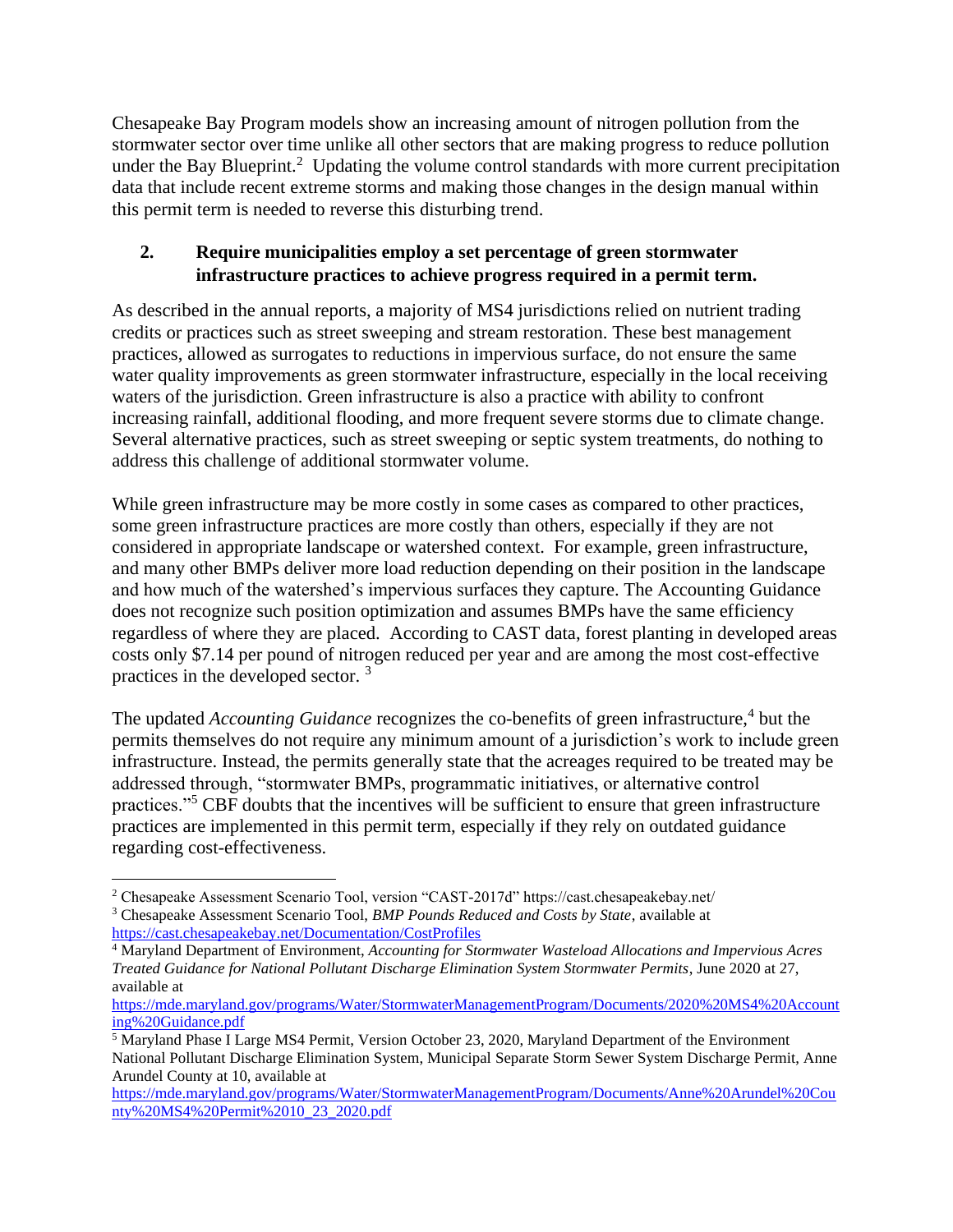Chesapeake Bay Program models show an increasing amount of nitrogen pollution from the stormwater sector over time unlike all other sectors that are making progress to reduce pollution under the Bay Blueprint.[2] Updating the volume control standards with more current precipitation data that include recent extreme storms and making those changes in the design manual within this permit term is needed to reverse this disturbing trend.

**2. Require municipalities employ a set percentage of green stormwater infrastructure practices to achieve progress required in a permit term.**

As described in the annual reports, a majority of MS4 jurisdictions relied on nutrient trading credits or practices such as street sweeping and stream restoration. These best management practices, allowed as surrogates to reductions in impervious surface, do not ensure the same water quality improvements as green stormwater infrastructure, especially in the local receiving waters of the jurisdiction. Green infrastructure is also a practice with ability to confront increasing rainfall, additional flooding, and more frequent severe storms due to climate change. Several alternative practices, such as street sweeping or septic system treatments, do nothing to address this challenge of additional stormwater volume.

While green infrastructure may be more costly in some cases as compared to other practices, some green infrastructure practices are more costly than others, especially if they are not considered in appropriate landscape or watershed context. For example, green infrastructure, and many other BMPs deliver more load reduction depending on their position in the landscape and how much of the watershed's impervious surfaces they capture. The Accounting Guidance does not recognize such position optimization and assumes BMPs have the same efficiency regardless of where they are placed. According to CAST data, forest planting in developed areas costs only $7.14 per pound of nitrogen reduced per year and are among the most cost-effective practices in the developed sector. [3]

The updated *Accounting Guidance* recognizes the co-benefits of green infrastructure,[4] but the permits themselves do not require any minimum amount of a jurisdiction's work to include green infrastructure. Instead, the permits generally state that the acreages required to be treated may be addressed through, "stormwater BMPs, programmatic initiatives, or alternative control practices."[5] CBF doubts that the incentives will be sufficient to ensure that green infrastructure practices are implemented in this permit term, especially if they rely on outdated guidance regarding cost-effectiveness.

---

[2] Chesapeake Assessment Scenario Tool, version "CAST-2017d" https://cast.chesapeakebay.net/

[3] Chesapeake Assessment Scenario Tool, *BMP Pounds Reduced and Costs by State*, available at https://cast.chesapeakebay.net/Documentation/CostProfiles

[4] Maryland Department of Environment, *Accounting for Stormwater Wasteload Allocations and Impervious Acres Treated Guidance for National Pollutant Discharge Elimination System Stormwater Permits*, June 2020 at 27, available at https://mde.maryland.gov/programs/Water/StormwaterManagementProgram/Documents/2020%20MS4%20Accounting%20Guidance.pdf

[5] Maryland Phase I Large MS4 Permit, Version October 23, 2020, Maryland Department of the Environment National Pollutant Discharge Elimination System, Municipal Separate Storm Sewer System Discharge Permit, Anne Arundel County at 10, available at https://mde.maryland.gov/programs/Water/StormwaterManagementProgram/Documents/Anne%20Arundel%20County%20MS4%20Permit%2010_23_2020.pdf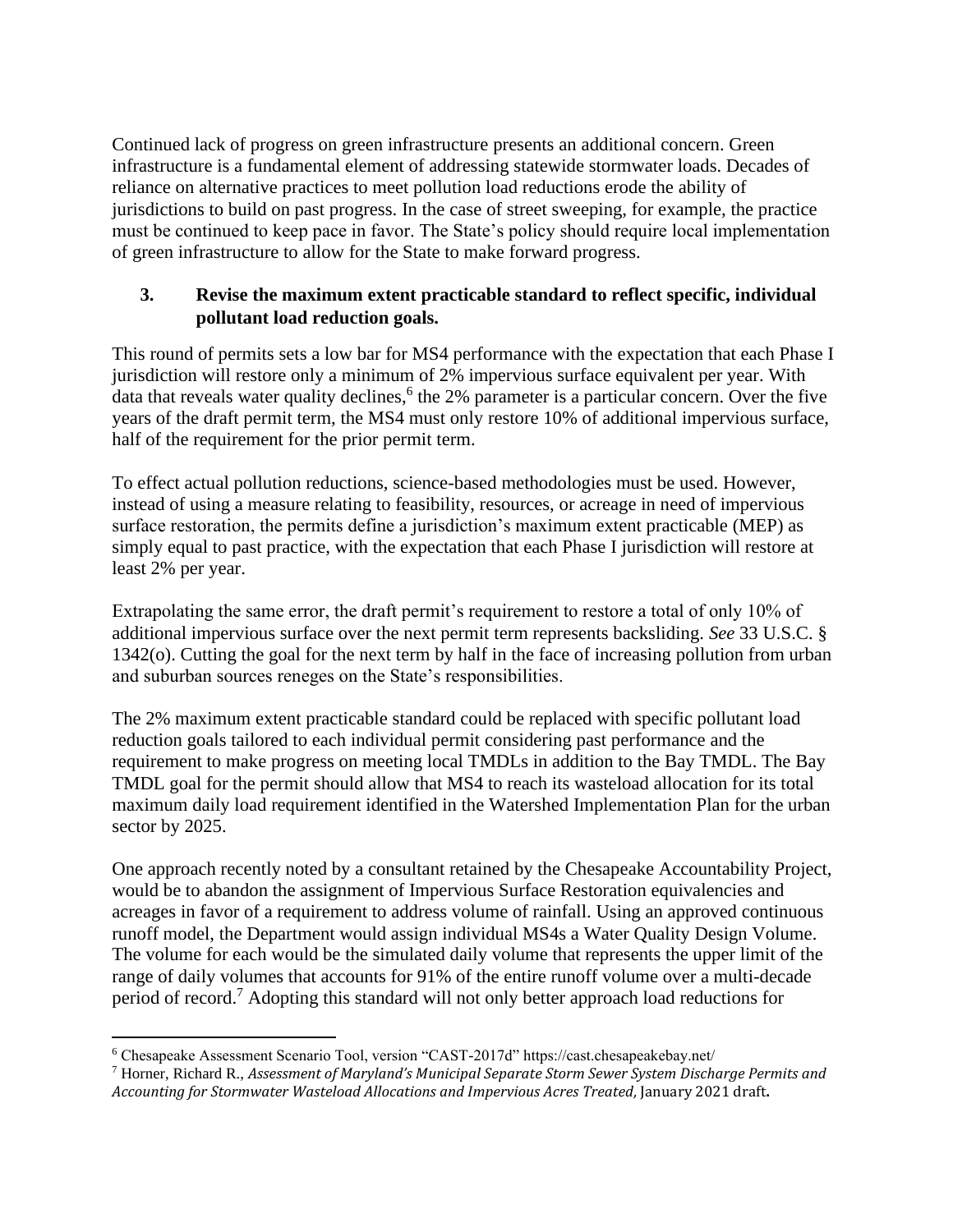Continued lack of progress on green infrastructure presents an additional concern. Green infrastructure is a fundamental element of addressing statewide stormwater loads. Decades of reliance on alternative practices to meet pollution load reductions erode the ability of jurisdictions to build on past progress. In the case of street sweeping, for example, the practice must be continued to keep pace in favor. The State's policy should require local implementation of green infrastructure to allow for the State to make forward progress.

### 3. Revise the maximum extent practicable standard to reflect specific, individual pollutant load reduction goals.

This round of permits sets a low bar for MS4 performance with the expectation that each Phase I jurisdiction will restore only a minimum of 2% impervious surface equivalent per year. With data that reveals water quality declines,[6] the 2% parameter is a particular concern. Over the five years of the draft permit term, the MS4 must only restore 10% of additional impervious surface, half of the requirement for the prior permit term.

To effect actual pollution reductions, science-based methodologies must be used. However, instead of using a measure relating to feasibility, resources, or acreage in need of impervious surface restoration, the permits define a jurisdiction's maximum extent practicable (MEP) as simply equal to past practice, with the expectation that each Phase I jurisdiction will restore at least 2% per year.

Extrapolating the same error, the draft permit's requirement to restore a total of only 10% of additional impervious surface over the next permit term represents backsliding. *See* 33 U.S.C. § 1342(o). Cutting the goal for the next term by half in the face of increasing pollution from urban and suburban sources reneges on the State's responsibilities.

The 2% maximum extent practicable standard could be replaced with specific pollutant load reduction goals tailored to each individual permit considering past performance and the requirement to make progress on meeting local TMDLs in addition to the Bay TMDL. The Bay TMDL goal for the permit should allow that MS4 to reach its wasteload allocation for its total maximum daily load requirement identified in the Watershed Implementation Plan for the urban sector by 2025.

One approach recently noted by a consultant retained by the Chesapeake Accountability Project, would be to abandon the assignment of Impervious Surface Restoration equivalencies and acreages in favor of a requirement to address volume of rainfall. Using an approved continuous runoff model, the Department would assign individual MS4s a Water Quality Design Volume. The volume for each would be the simulated daily volume that represents the upper limit of the range of daily volumes that accounts for 91% of the entire runoff volume over a multi-decade period of record.[7] Adopting this standard will not only better approach load reductions for

---

[6] Chesapeake Assessment Scenario Tool, version "CAST-2017d" https://cast.chesapeakebay.net/

[7] Horner, Richard R., *Assessment of Maryland's Municipal Separate Storm Sewer System Discharge Permits and Accounting for Stormwater Wasteload Allocations and Impervious Acres Treated,* January 2021 draft**.**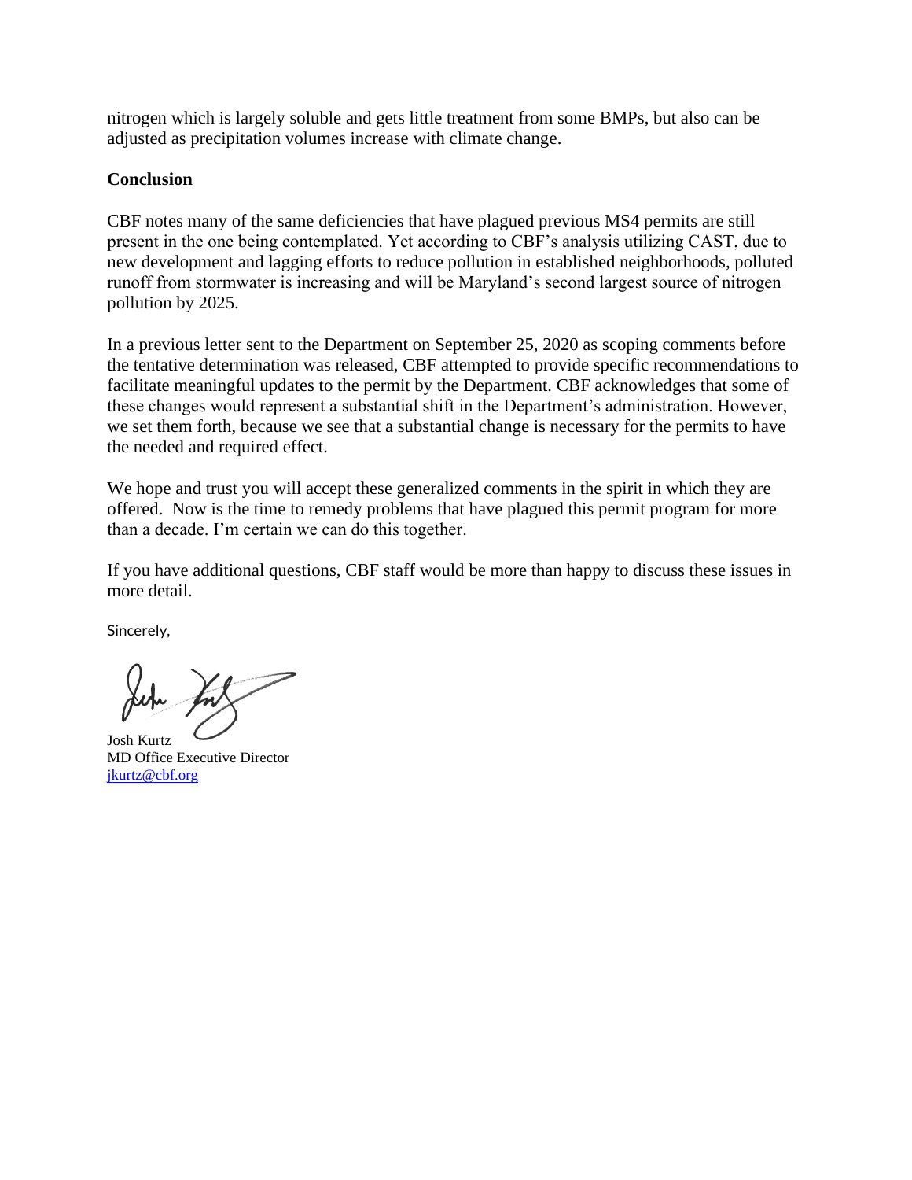nitrogen which is largely soluble and gets little treatment from some BMPs, but also can be adjusted as precipitation volumes increase with climate change.

**Conclusion**

CBF notes many of the same deficiencies that have plagued previous MS4 permits are still present in the one being contemplated. Yet according to CBF's analysis utilizing CAST, due to new development and lagging efforts to reduce pollution in established neighborhoods, polluted runoff from stormwater is increasing and will be Maryland's second largest source of nitrogen pollution by 2025.

In a previous letter sent to the Department on September 25, 2020 as scoping comments before the tentative determination was released, CBF attempted to provide specific recommendations to facilitate meaningful updates to the permit by the Department. CBF acknowledges that some of these changes would represent a substantial shift in the Department's administration. However, we set them forth, because we see that a substantial change is necessary for the permits to have the needed and required effect.

We hope and trust you will accept these generalized comments in the spirit in which they are offered. Now is the time to remedy problems that have plagued this permit program for more than a decade. I'm certain we can do this together.

If you have additional questions, CBF staff would be more than happy to discuss these issues in more detail.

Sincerely,

Josh Kurtz
MD Office Executive Director
jkurtz@cbf.org